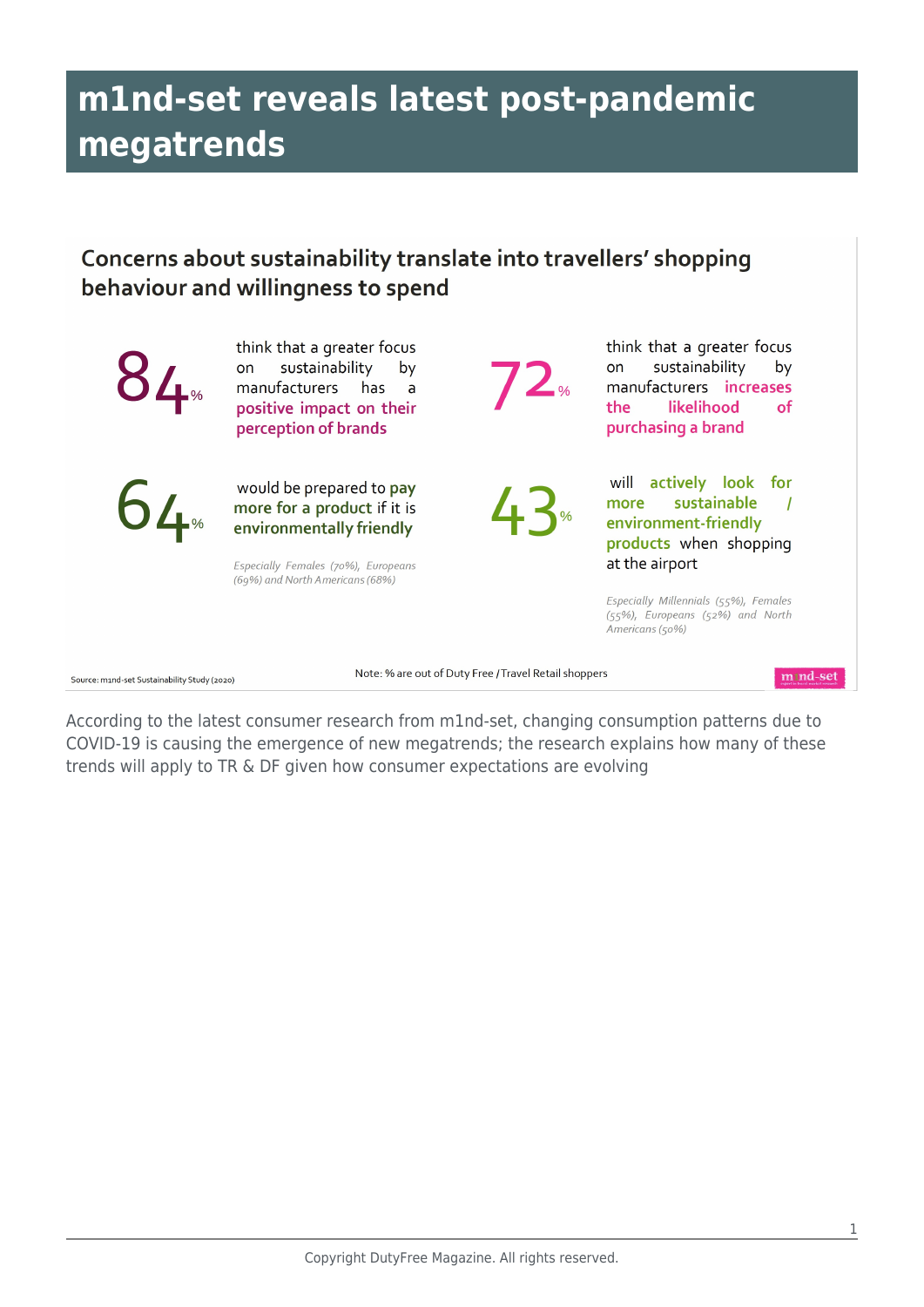# m1nd-set reveals latest post-pandemic megatrends

## Concerns about sustainability translate into travellers' shopping behaviour and willingness to spend

**84%** think that a greater focus on sustainability by manufacturers has a **positive impact on their perception of brands**

**72%** think that a greater focus on sustainability by manufacturers **increases the likelihood of purchasing a brand**

**64%** would be prepared to **pay more for a product** if it is **environmentally friendly**

*Especially Females (70%), Europeans (69%) and North Americans (68%)*

**43%** will **actively look for more sustainable / environment-friendly products** when shopping at the airport

*Especially Millennials (55%), Females (55%), Europeans (52%) and North Americans (50%)*

Source: m1nd-set Sustainability Study (2020)

Note: % are out of Duty Free / Travel Retail shoppers

According to the latest consumer research from m1nd-set, changing consumption patterns due to COVID-19 is causing the emergence of new megatrends; the research explains how many of these trends will apply to TR & DF given how consumer expectations are evolving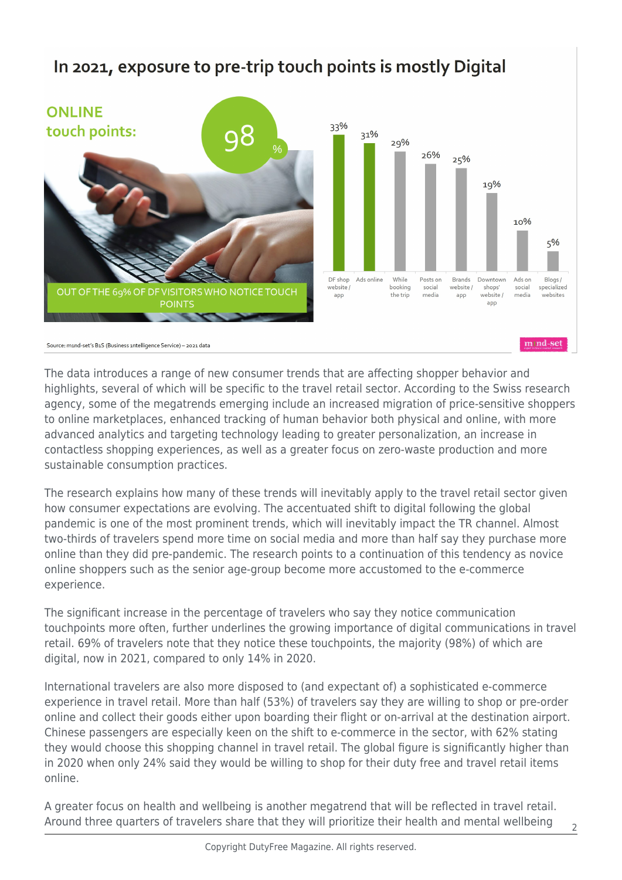## In 2021, exposure to pre-trip touch points is mostly Digital

**ONLINE touch points:** 98%

OUT OF THE 69% OF DF VISITORS WHO NOTICE TOUCH POINTS

| DF shop website / app | Ads online | While booking the trip | Posts on social media | Brands website / app | Downtown shops' website / app | Ads on social media | Blogs / specialized websites |
|---|---|---|---|---|---|---|---|
| 33% | 31% | 29% | 26% | 25% | 19% | 10% | 5% |

Source: m1nd-set's B1S (Business 1ntelligence Service) – 2021 data

The data introduces a range of new consumer trends that are affecting shopper behavior and highlights, several of which will be specific to the travel retail sector. According to the Swiss research agency, some of the megatrends emerging include an increased migration of price-sensitive shoppers to online marketplaces, enhanced tracking of human behavior both physical and online, with more advanced analytics and targeting technology leading to greater personalization, an increase in contactless shopping experiences, as well as a greater focus on zero-waste production and more sustainable consumption practices.

The research explains how many of these trends will inevitably apply to the travel retail sector given how consumer expectations are evolving. The accentuated shift to digital following the global pandemic is one of the most prominent trends, which will inevitably impact the TR channel. Almost two-thirds of travelers spend more time on social media and more than half say they purchase more online than they did pre-pandemic. The research points to a continuation of this tendency as novice online shoppers such as the senior age-group become more accustomed to the e-commerce experience.

The significant increase in the percentage of travelers who say they notice communication touchpoints more often, further underlines the growing importance of digital communications in travel retail. 69% of travelers note that they notice these touchpoints, the majority (98%) of which are digital, now in 2021, compared to only 14% in 2020.

International travelers are also more disposed to (and expectant of) a sophisticated e-commerce experience in travel retail. More than half (53%) of travelers say they are willing to shop or pre-order online and collect their goods either upon boarding their flight or on-arrival at the destination airport. Chinese passengers are especially keen on the shift to e-commerce in the sector, with 62% stating they would choose this shopping channel in travel retail. The global figure is significantly higher than in 2020 when only 24% said they would be willing to shop for their duty free and travel retail items online.

A greater focus on health and wellbeing is another megatrend that will be reflected in travel retail. Around three quarters of travelers share that they will prioritize their health and mental wellbeing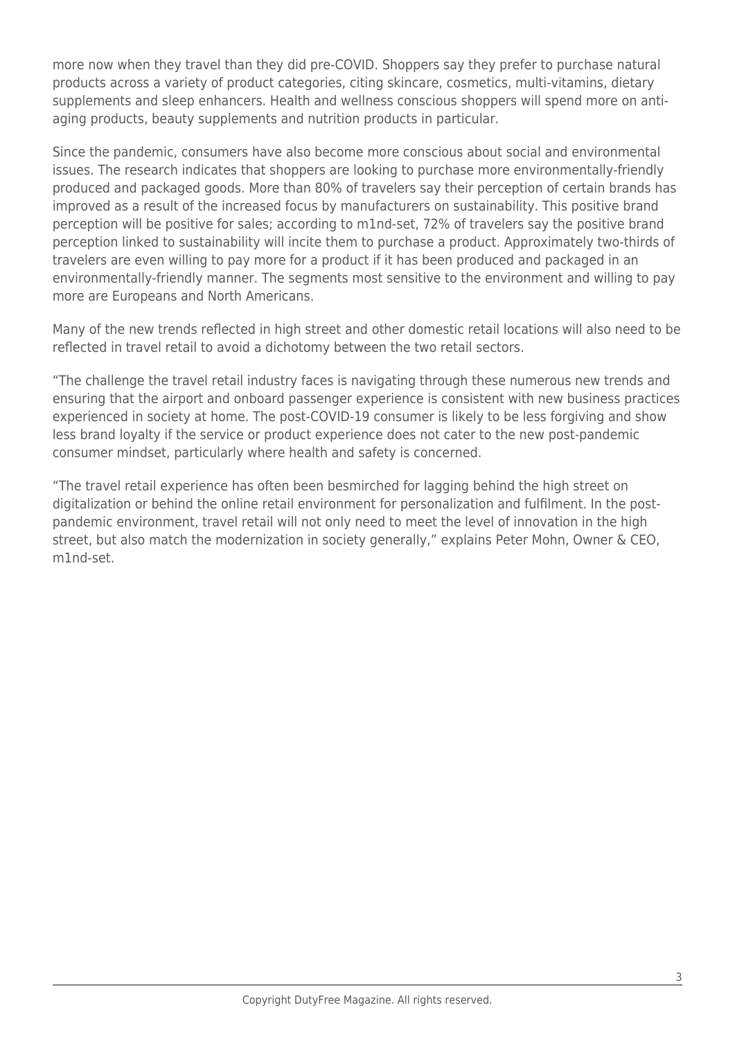more now when they travel than they did pre-COVID. Shoppers say they prefer to purchase natural products across a variety of product categories, citing skincare, cosmetics, multi-vitamins, dietary supplements and sleep enhancers. Health and wellness conscious shoppers will spend more on anti-aging products, beauty supplements and nutrition products in particular.

Since the pandemic, consumers have also become more conscious about social and environmental issues. The research indicates that shoppers are looking to purchase more environmentally-friendly produced and packaged goods. More than 80% of travelers say their perception of certain brands has improved as a result of the increased focus by manufacturers on sustainability. This positive brand perception will be positive for sales; according to m1nd-set, 72% of travelers say the positive brand perception linked to sustainability will incite them to purchase a product. Approximately two-thirds of travelers are even willing to pay more for a product if it has been produced and packaged in an environmentally-friendly manner. The segments most sensitive to the environment and willing to pay more are Europeans and North Americans.

Many of the new trends reflected in high street and other domestic retail locations will also need to be reflected in travel retail to avoid a dichotomy between the two retail sectors.

“The challenge the travel retail industry faces is navigating through these numerous new trends and ensuring that the airport and onboard passenger experience is consistent with new business practices experienced in society at home. The post-COVID-19 consumer is likely to be less forgiving and show less brand loyalty if the service or product experience does not cater to the new post-pandemic consumer mindset, particularly where health and safety is concerned.

“The travel retail experience has often been besmirched for lagging behind the high street on digitalization or behind the online retail environment for personalization and fulfilment. In the post-pandemic environment, travel retail will not only need to meet the level of innovation in the high street, but also match the modernization in society generally,” explains Peter Mohn, Owner & CEO, m1nd-set.